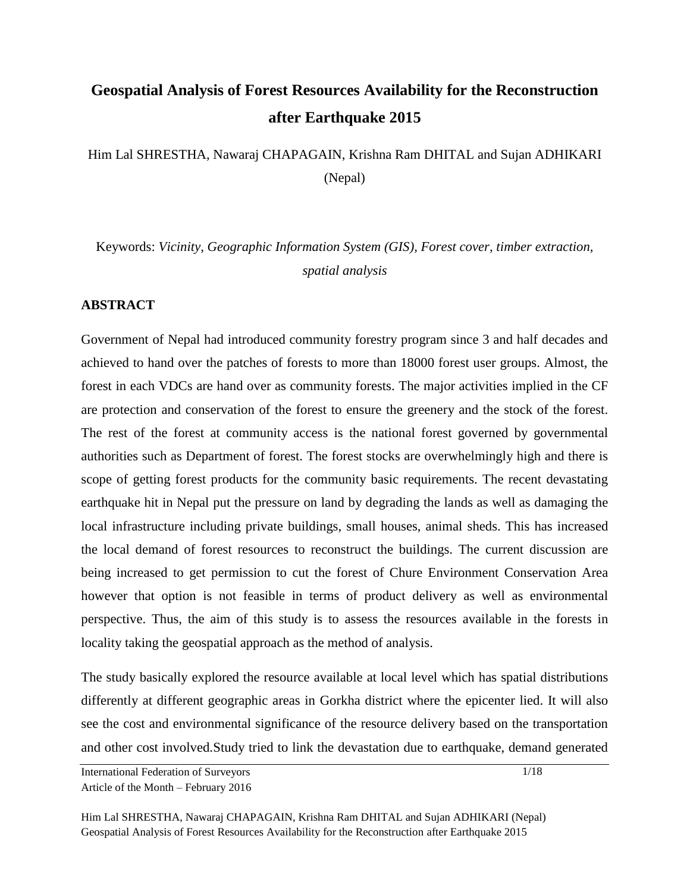# Geospatial Analysis of Forest Resources Availability for the Reconstruction after Earthquake 2015

Him Lal SHRESTHA, Nawaraj CHAPAGAIN, Krishna Ram DHITAL and Sujan ADHIKARI (Nepal)

Keywords: *Vicinity, Geographic Information System (GIS), Forest cover, timber extraction, spatial analysis*

## ABSTRACT

Government of Nepal had introduced community forestry program since 3 and half decades and achieved to hand over the patches of forests to more than 18000 forest user groups. Almost, the forest in each VDCs are hand over as community forests. The major activities implied in the CF are protection and conservation of the forest to ensure the greenery and the stock of the forest. The rest of the forest at community access is the national forest governed by governmental authorities such as Department of forest. The forest stocks are overwhelmingly high and there is scope of getting forest products for the community basic requirements. The recent devastating earthquake hit in Nepal put the pressure on land by degrading the lands as well as damaging the local infrastructure including private buildings, small houses, animal sheds. This has increased the local demand of forest resources to reconstruct the buildings. The current discussion are being increased to get permission to cut the forest of Chure Environment Conservation Area however that option is not feasible in terms of product delivery as well as environmental perspective. Thus, the aim of this study is to assess the resources available in the forests in locality taking the geospatial approach as the method of analysis.

The study basically explored the resource available at local level which has spatial distributions differently at different geographic areas in Gorkha district where the epicenter lied. It will also see the cost and environmental significance of the resource delivery based on the transportation and other cost involved.Study tried to link the devastation due to earthquake, demand generated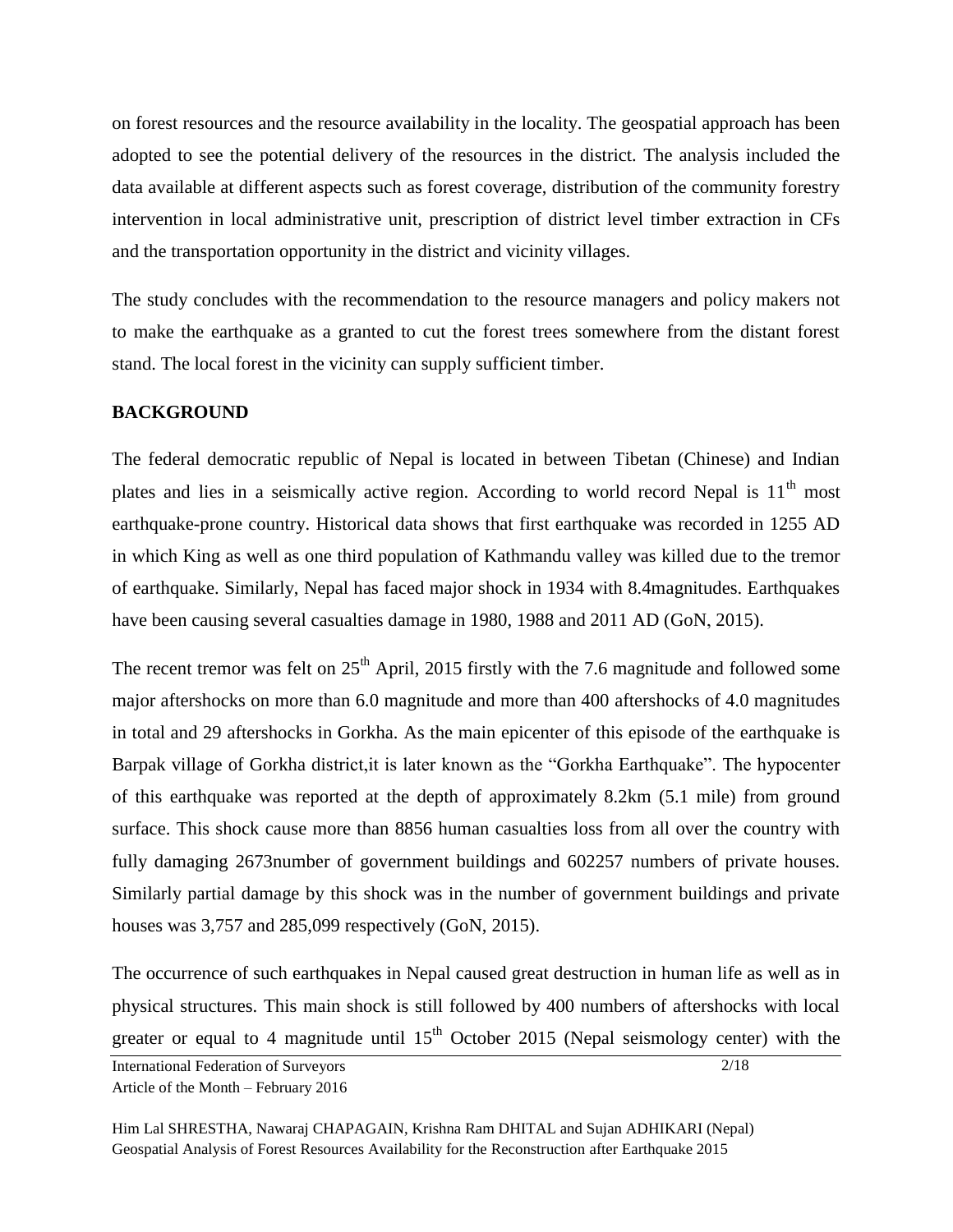on forest resources and the resource availability in the locality. The geospatial approach has been adopted to see the potential delivery of the resources in the district. The analysis included the data available at different aspects such as forest coverage, distribution of the community forestry intervention in local administrative unit, prescription of district level timber extraction in CFs and the transportation opportunity in the district and vicinity villages.

The study concludes with the recommendation to the resource managers and policy makers not to make the earthquake as a granted to cut the forest trees somewhere from the distant forest stand. The local forest in the vicinity can supply sufficient timber.

## BACKGROUND

The federal democratic republic of Nepal is located in between Tibetan (Chinese) and Indian plates and lies in a seismically active region. According to world record Nepal is 11th most earthquake-prone country. Historical data shows that first earthquake was recorded in 1255 AD in which King as well as one third population of Kathmandu valley was killed due to the tremor of earthquake. Similarly, Nepal has faced major shock in 1934 with 8.4magnitudes. Earthquakes have been causing several casualties damage in 1980, 1988 and 2011 AD (GoN, 2015).

The recent tremor was felt on 25th April, 2015 firstly with the 7.6 magnitude and followed some major aftershocks on more than 6.0 magnitude and more than 400 aftershocks of 4.0 magnitudes in total and 29 aftershocks in Gorkha. As the main epicenter of this episode of the earthquake is Barpak village of Gorkha district,it is later known as the "Gorkha Earthquake". The hypocenter of this earthquake was reported at the depth of approximately 8.2km (5.1 mile) from ground surface. This shock cause more than 8856 human casualties loss from all over the country with fully damaging 2673number of government buildings and 602257 numbers of private houses. Similarly partial damage by this shock was in the number of government buildings and private houses was 3,757 and 285,099 respectively (GoN, 2015).

The occurrence of such earthquakes in Nepal caused great destruction in human life as well as in physical structures. This main shock is still followed by 400 numbers of aftershocks with local greater or equal to 4 magnitude until 15th October 2015 (Nepal seismology center) with the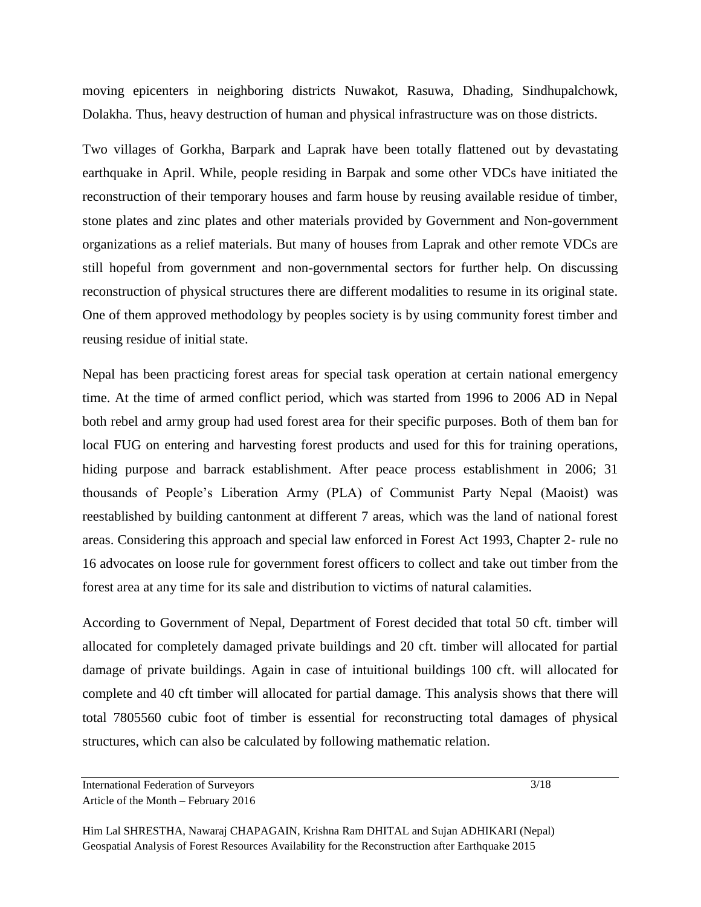moving epicenters in neighboring districts Nuwakot, Rasuwa, Dhading, Sindhupalchowk, Dolakha. Thus, heavy destruction of human and physical infrastructure was on those districts.

Two villages of Gorkha, Barpark and Laprak have been totally flattened out by devastating earthquake in April. While, people residing in Barpak and some other VDCs have initiated the reconstruction of their temporary houses and farm house by reusing available residue of timber, stone plates and zinc plates and other materials provided by Government and Non-government organizations as a relief materials. But many of houses from Laprak and other remote VDCs are still hopeful from government and non-governmental sectors for further help. On discussing reconstruction of physical structures there are different modalities to resume in its original state. One of them approved methodology by peoples society is by using community forest timber and reusing residue of initial state.

Nepal has been practicing forest areas for special task operation at certain national emergency time. At the time of armed conflict period, which was started from 1996 to 2006 AD in Nepal both rebel and army group had used forest area for their specific purposes. Both of them ban for local FUG on entering and harvesting forest products and used for this for training operations, hiding purpose and barrack establishment. After peace process establishment in 2006; 31 thousands of People's Liberation Army (PLA) of Communist Party Nepal (Maoist) was reestablished by building cantonment at different 7 areas, which was the land of national forest areas. Considering this approach and special law enforced in Forest Act 1993, Chapter 2- rule no 16 advocates on loose rule for government forest officers to collect and take out timber from the forest area at any time for its sale and distribution to victims of natural calamities.

According to Government of Nepal, Department of Forest decided that total 50 cft. timber will allocated for completely damaged private buildings and 20 cft. timber will allocated for partial damage of private buildings. Again in case of intuitional buildings 100 cft. will allocated for complete and 40 cft timber will allocated for partial damage. This analysis shows that there will total 7805560 cubic foot of timber is essential for reconstructing total damages of physical structures, which can also be calculated by following mathematic relation.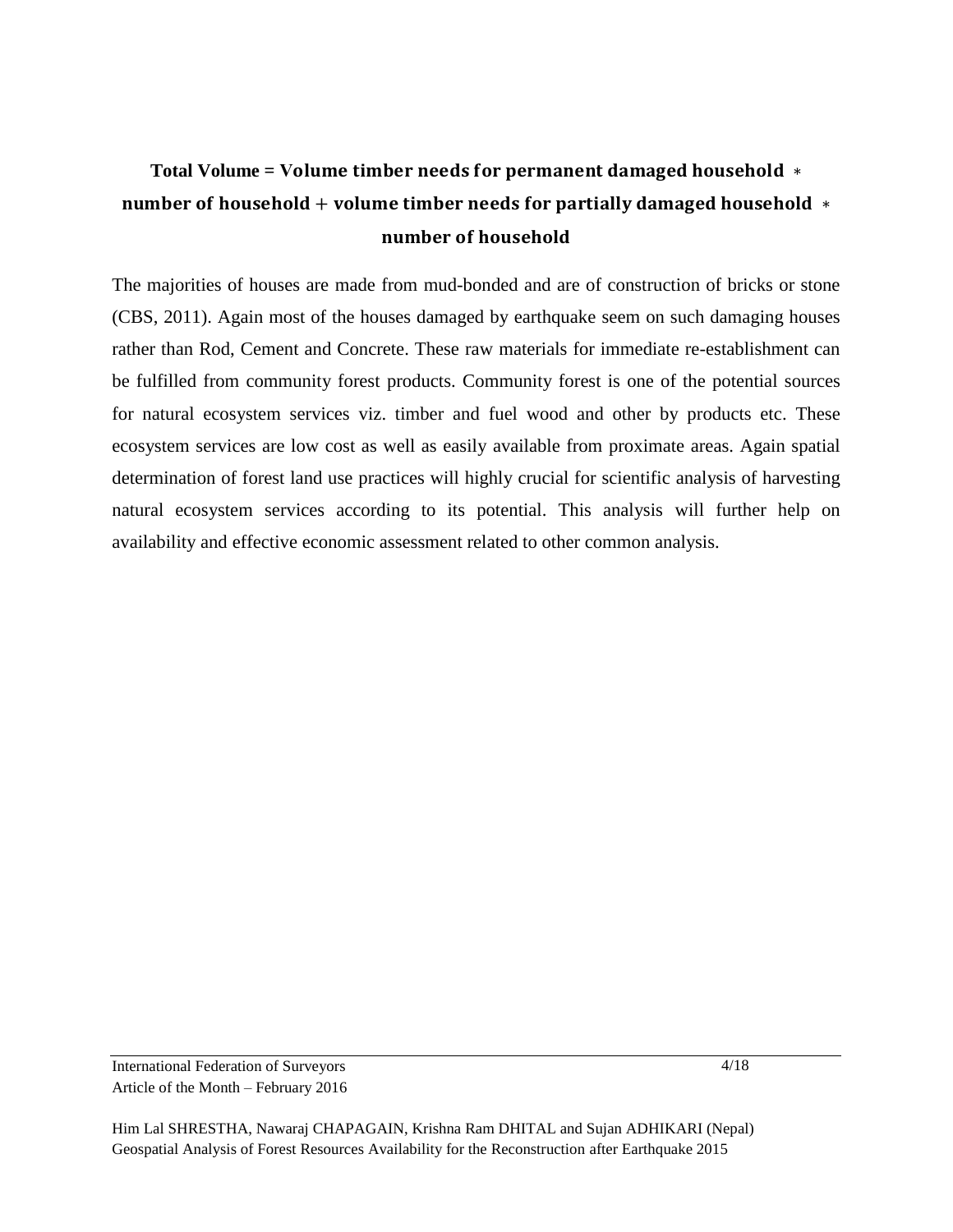$$\textbf{Total Volume} = \textbf{Volume timber needs for permanent damaged household} * \textbf{number of household} + \textbf{volume timber needs for partially damaged household} * \textbf{number of household}$$

The majorities of houses are made from mud-bonded and are of construction of bricks or stone (CBS, 2011). Again most of the houses damaged by earthquake seem on such damaging houses rather than Rod, Cement and Concrete. These raw materials for immediate re-establishment can be fulfilled from community forest products. Community forest is one of the potential sources for natural ecosystem services viz. timber and fuel wood and other by products etc. These ecosystem services are low cost as well as easily available from proximate areas. Again spatial determination of forest land use practices will highly crucial for scientific analysis of harvesting natural ecosystem services according to its potential. This analysis will further help on availability and effective economic assessment related to other common analysis.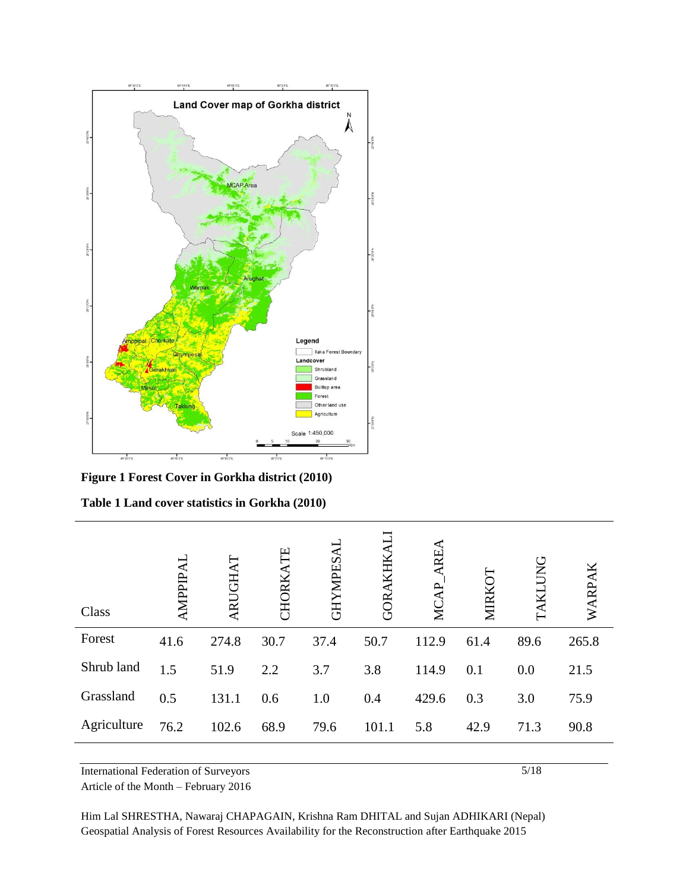**Figure 1 Forest Cover in Gorkha district (2010)**

**Table 1 Land cover statistics in Gorkha (2010)**

| Class | AMPPIPAL | ARUGHAT | CHORKATE | GHYMPESAL | GORAKHKALI | MCAP_AREA | MIRKOT | TAKLUNG | WARPAK |
|---|---|---|---|---|---|---|---|---|---|
| Forest | 41.6 | 274.8 | 30.7 | 37.4 | 50.7 | 112.9 | 61.4 | 89.6 | 265.8 |
| Shrub land | 1.5 | 51.9 | 2.2 | 3.7 | 3.8 | 114.9 | 0.1 | 0.0 | 21.5 |
| Grassland | 0.5 | 131.1 | 0.6 | 1.0 | 0.4 | 429.6 | 0.3 | 3.0 | 75.9 |
| Agriculture | 76.2 | 102.6 | 68.9 | 79.6 | 101.1 | 5.8 | 42.9 | 71.3 | 90.8 |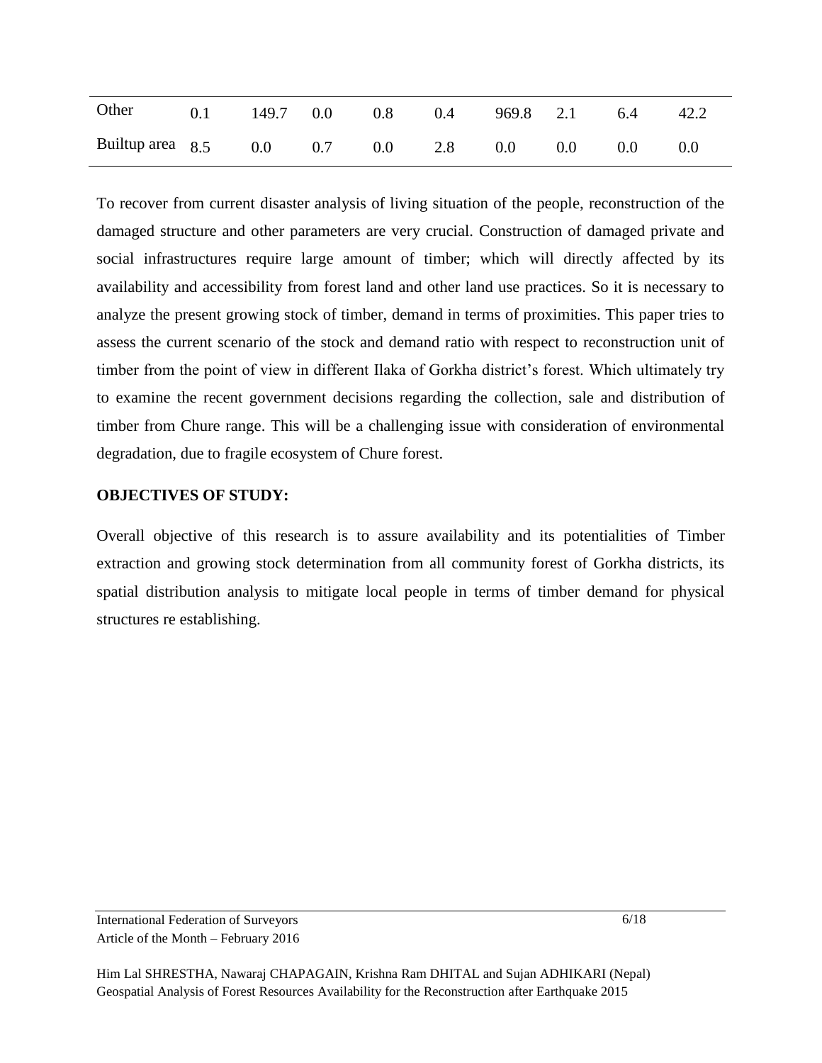| | | | | | | | | | |
|---|---|---|---|---|---|---|---|---|---|
| Other | 0.1 | 149.7 | 0.0 | 0.8 | 0.4 | 969.8 | 2.1 | 6.4 | 42.2 |
| Builtup area | 8.5 | 0.0 | 0.7 | 0.0 | 2.8 | 0.0 | 0.0 | 0.0 | 0.0 |

To recover from current disaster analysis of living situation of the people, reconstruction of the damaged structure and other parameters are very crucial. Construction of damaged private and social infrastructures require large amount of timber; which will directly affected by its availability and accessibility from forest land and other land use practices. So it is necessary to analyze the present growing stock of timber, demand in terms of proximities. This paper tries to assess the current scenario of the stock and demand ratio with respect to reconstruction unit of timber from the point of view in different Ilaka of Gorkha district's forest. Which ultimately try to examine the recent government decisions regarding the collection, sale and distribution of timber from Chure range. This will be a challenging issue with consideration of environmental degradation, due to fragile ecosystem of Chure forest.

**OBJECTIVES OF STUDY:**

Overall objective of this research is to assure availability and its potentialities of Timber extraction and growing stock determination from all community forest of Gorkha districts, its spatial distribution analysis to mitigate local people in terms of timber demand for physical structures re establishing.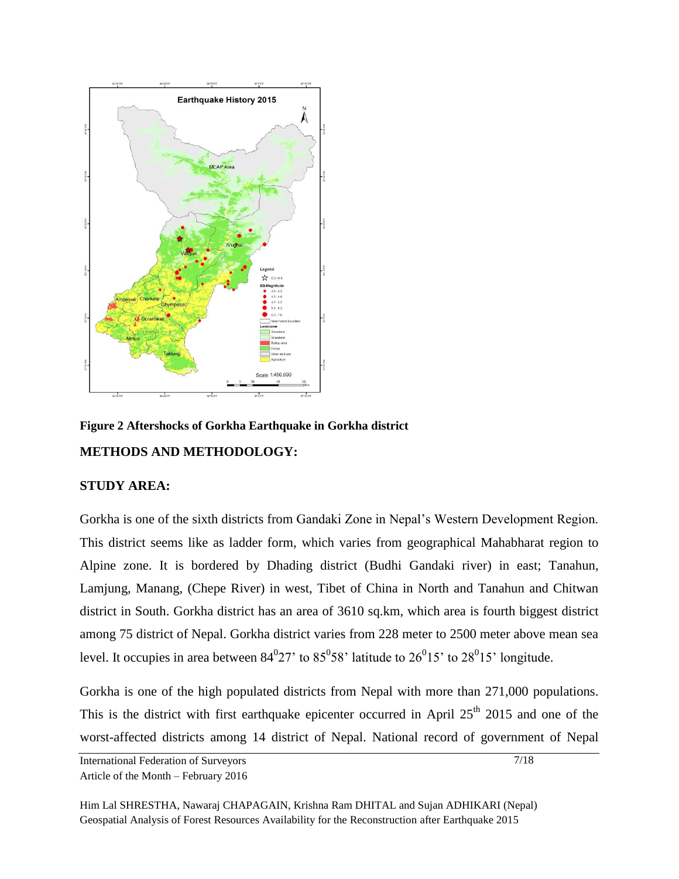**Figure 2 Aftershocks of Gorkha Earthquake in Gorkha district**

## METHODS AND METHODOLOGY:

### STUDY AREA:

Gorkha is one of the sixth districts from Gandaki Zone in Nepal's Western Development Region. This district seems like as ladder form, which varies from geographical Mahabharat region to Alpine zone. It is bordered by Dhading district (Budhi Gandaki river) in east; Tanahun, Lamjung, Manang, (Chepe River) in west, Tibet of China in North and Tanahun and Chitwan district in South. Gorkha district has an area of 3610 sq.km, which area is fourth biggest district among 75 district of Nepal. Gorkha district varies from 228 meter to 2500 meter above mean sea level. It occupies in area between $84^{0}27'$ to $85^{0}58'$ latitude to $26^{0}15'$ to $28^{0}15'$ longitude.

Gorkha is one of the high populated districts from Nepal with more than 271,000 populations. This is the district with first earthquake epicenter occurred in April $25^{th}$ 2015 and one of the worst-affected districts among 14 district of Nepal. National record of government of Nepal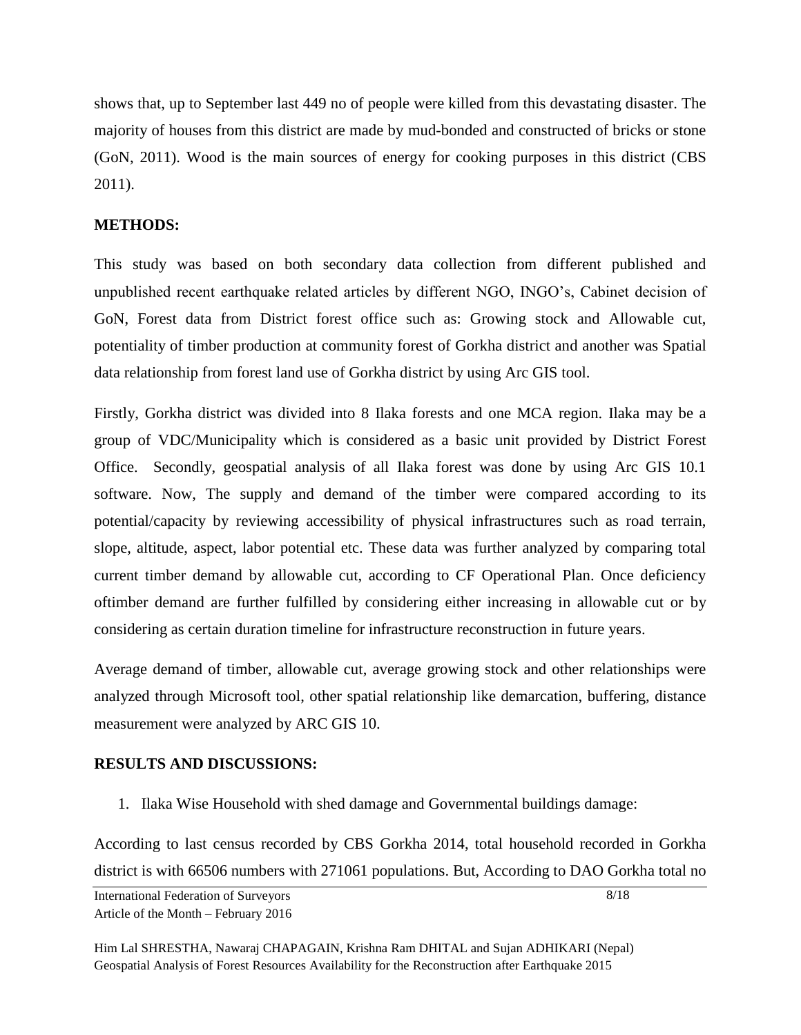shows that, up to September last 449 no of people were killed from this devastating disaster. The majority of houses from this district are made by mud-bonded and constructed of bricks or stone (GoN, 2011). Wood is the main sources of energy for cooking purposes in this district (CBS 2011).

## METHODS:

This study was based on both secondary data collection from different published and unpublished recent earthquake related articles by different NGO, INGO's, Cabinet decision of GoN, Forest data from District forest office such as: Growing stock and Allowable cut, potentiality of timber production at community forest of Gorkha district and another was Spatial data relationship from forest land use of Gorkha district by using Arc GIS tool.

Firstly, Gorkha district was divided into 8 Ilaka forests and one MCA region. Ilaka may be a group of VDC/Municipality which is considered as a basic unit provided by District Forest Office. Secondly, geospatial analysis of all Ilaka forest was done by using Arc GIS 10.1 software. Now, The supply and demand of the timber were compared according to its potential/capacity by reviewing accessibility of physical infrastructures such as road terrain, slope, altitude, aspect, labor potential etc. These data was further analyzed by comparing total current timber demand by allowable cut, according to CF Operational Plan. Once deficiency oftimber demand are further fulfilled by considering either increasing in allowable cut or by considering as certain duration timeline for infrastructure reconstruction in future years.

Average demand of timber, allowable cut, average growing stock and other relationships were analyzed through Microsoft tool, other spatial relationship like demarcation, buffering, distance measurement were analyzed by ARC GIS 10.

## RESULTS AND DISCUSSIONS:

1. Ilaka Wise Household with shed damage and Governmental buildings damage:

According to last census recorded by CBS Gorkha 2014, total household recorded in Gorkha district is with 66506 numbers with 271061 populations. But, According to DAO Gorkha total no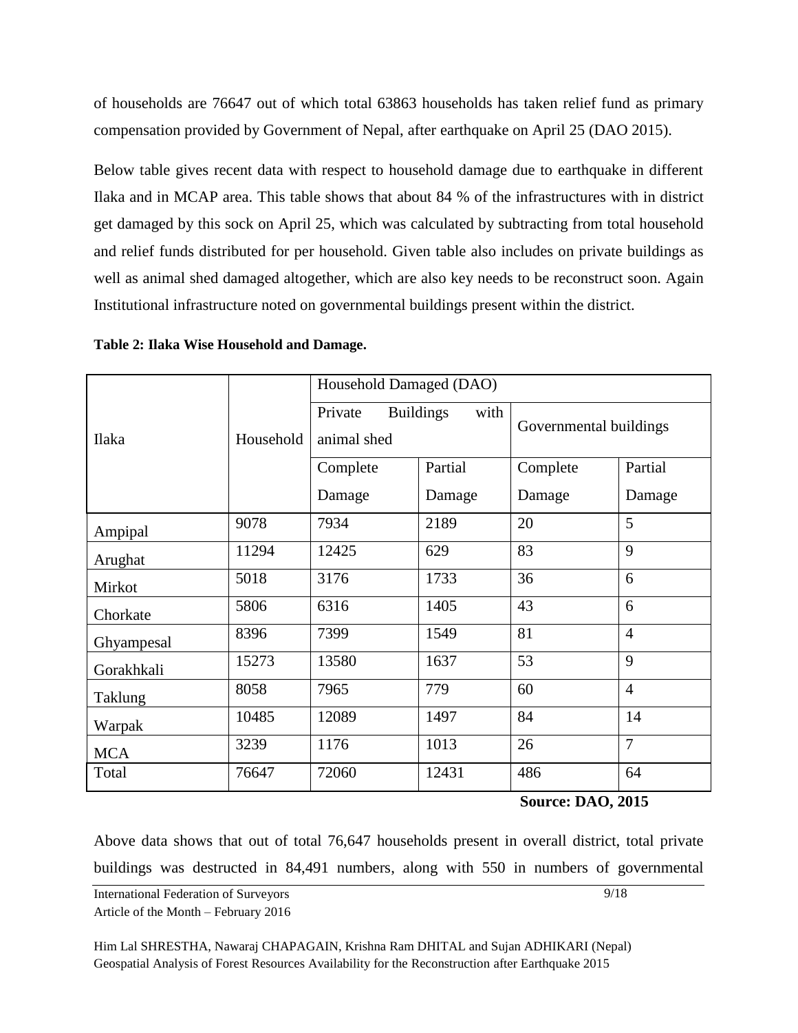of households are 76647 out of which total 63863 households has taken relief fund as primary compensation provided by Government of Nepal, after earthquake on April 25 (DAO 2015).

Below table gives recent data with respect to household damage due to earthquake in different Ilaka and in MCAP area. This table shows that about 84 % of the infrastructures with in district get damaged by this sock on April 25, which was calculated by subtracting from total household and relief funds distributed for per household. Given table also includes on private buildings as well as animal shed damaged altogether, which are also key needs to be reconstruct soon. Again Institutional infrastructure noted on governmental buildings present within the district.

**Table 2: Ilaka Wise Household and Damage.**

| Ilaka | Household | Household Damaged (DAO) | | | |
|---|---|---|---|---|---|
| | | Private Buildings with animal shed | | Governmental buildings | |
| | | Complete Damage | Partial Damage | Complete Damage | Partial Damage |
| Ampipal | 9078 | 7934 | 2189 | 20 | 5 |
| Arughat | 11294 | 12425 | 629 | 83 | 9 |
| Mirkot | 5018 | 3176 | 1733 | 36 | 6 |
| Chorkate | 5806 | 6316 | 1405 | 43 | 6 |
| Ghyampesal | 8396 | 7399 | 1549 | 81 | 4 |
| Gorakhkali | 15273 | 13580 | 1637 | 53 | 9 |
| Taklung | 8058 | 7965 | 779 | 60 | 4 |
| Warpak | 10485 | 12089 | 1497 | 84 | 14 |
| MCA | 3239 | 1176 | 1013 | 26 | 7 |
| Total | 76647 | 72060 | 12431 | 486 | 64 |

**Source: DAO, 2015**

Above data shows that out of total 76,647 households present in overall district, total private buildings was destructed in 84,491 numbers, along with 550 in numbers of governmental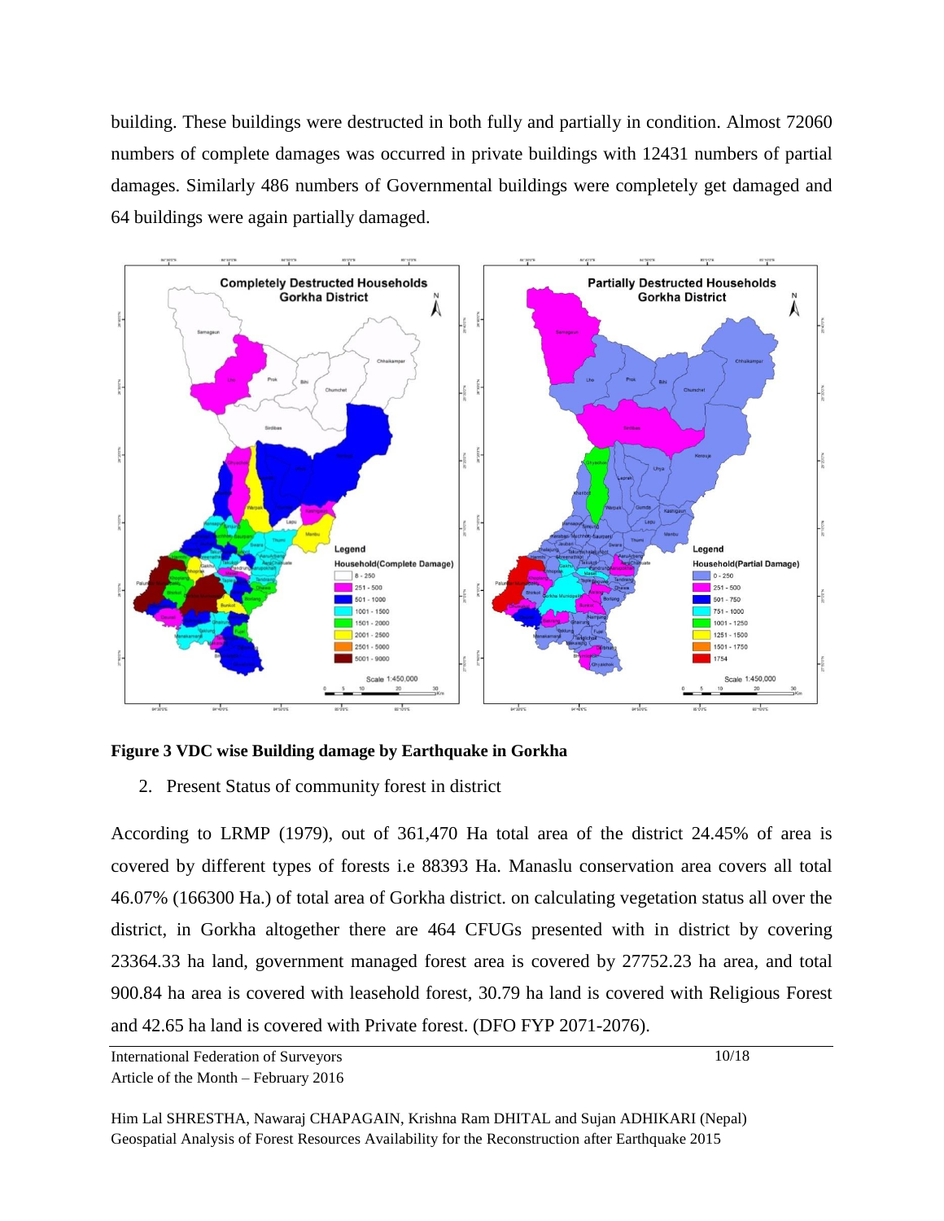building. These buildings were destructed in both fully and partially in condition. Almost 72060 numbers of complete damages was occurred in private buildings with 12431 numbers of partial damages. Similarly 486 numbers of Governmental buildings were completely get damaged and 64 buildings were again partially damaged.

**Figure 3 VDC wise Building damage by Earthquake in Gorkha**

2. Present Status of community forest in district

According to LRMP (1979), out of 361,470 Ha total area of the district 24.45% of area is covered by different types of forests i.e 88393 Ha. Manaslu conservation area covers all total 46.07% (166300 Ha.) of total area of Gorkha district. on calculating vegetation status all over the district, in Gorkha altogether there are 464 CFUGs presented with in district by covering 23364.33 ha land, government managed forest area is covered by 27752.23 ha area, and total 900.84 ha area is covered with leasehold forest, 30.79 ha land is covered with Religious Forest and 42.65 ha land is covered with Private forest. (DFO FYP 2071-2076).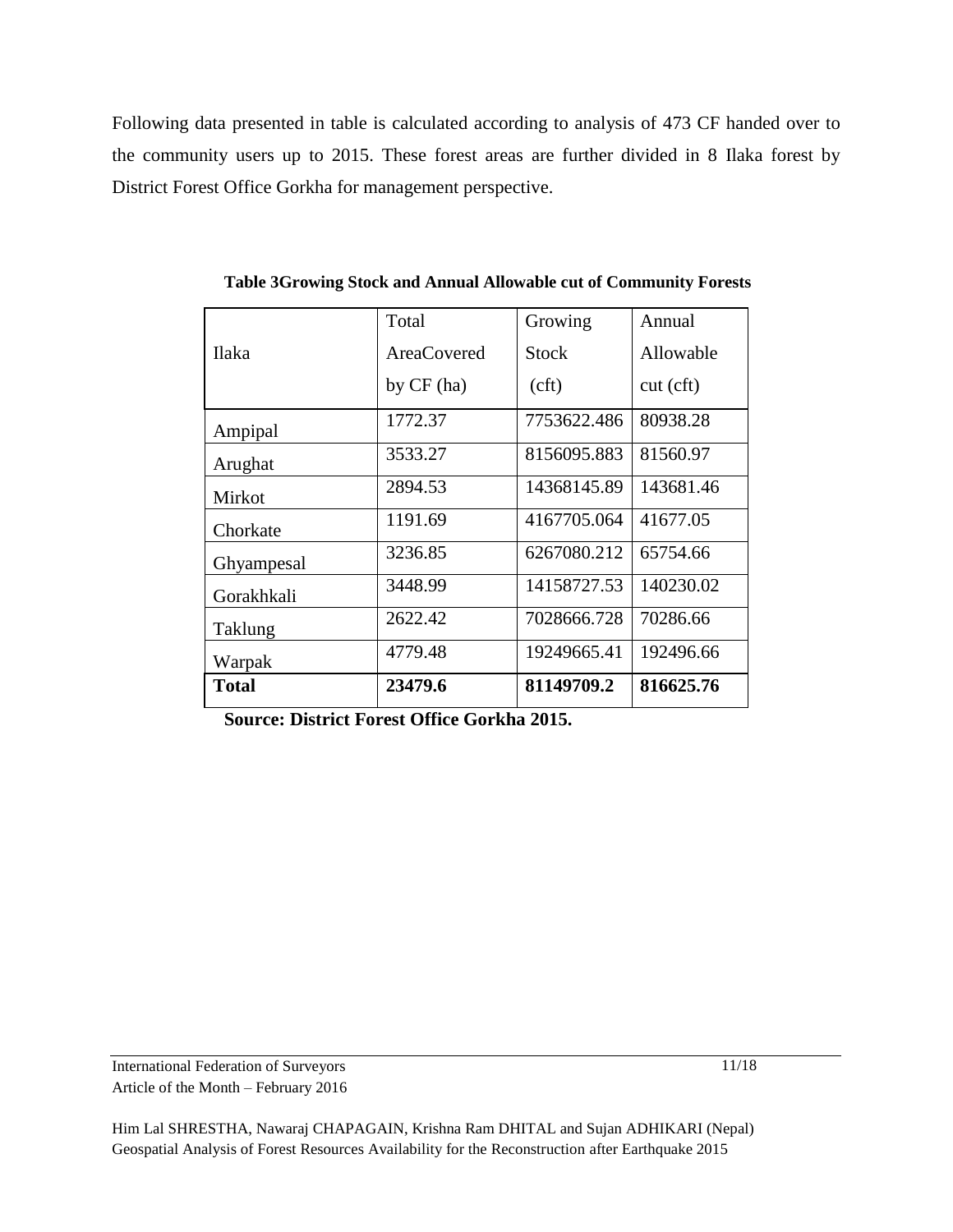Following data presented in table is calculated according to analysis of 473 CF handed over to the community users up to 2015. These forest areas are further divided in 8 Ilaka forest by District Forest Office Gorkha for management perspective.

**Table 3Growing Stock and Annual Allowable cut of Community Forests**

| Ilaka | Total AreaCovered by CF (ha) | Growing Stock (cft) | Annual Allowable cut (cft) |
|---|---|---|---|
| Ampipal | 1772.37 | 7753622.486 | 80938.28 |
| Arughat | 3533.27 | 8156095.883 | 81560.97 |
| Mirkot | 2894.53 | 14368145.89 | 143681.46 |
| Chorkate | 1191.69 | 4167705.064 | 41677.05 |
| Ghyampesal | 3236.85 | 6267080.212 | 65754.66 |
| Gorakhkali | 3448.99 | 14158727.53 | 140230.02 |
| Taklung | 2622.42 | 7028666.728 | 70286.66 |
| Warpak | 4779.48 | 19249665.41 | 192496.66 |
| **Total** | **23479.6** | **81149709.2** | **816625.76** |

**Source: District Forest Office Gorkha 2015.**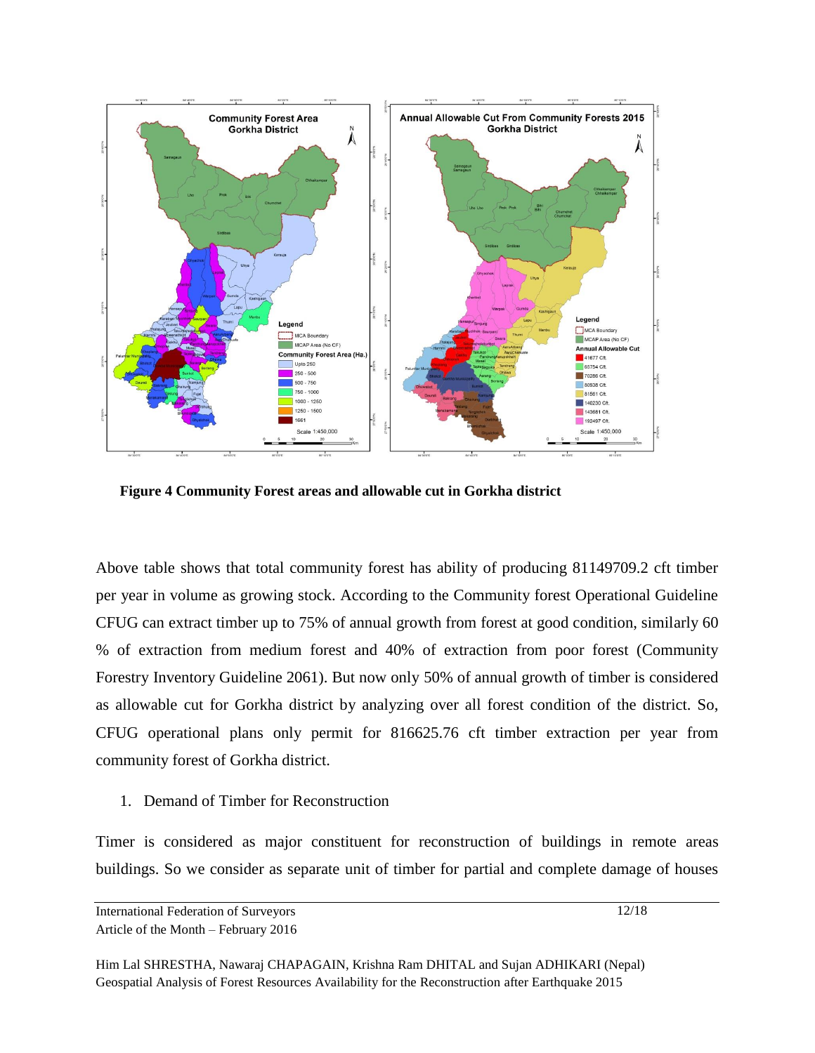**Figure 4 Community Forest areas and allowable cut in Gorkha district**

Above table shows that total community forest has ability of producing 81149709.2 cft timber per year in volume as growing stock. According to the Community forest Operational Guideline CFUG can extract timber up to 75% of annual growth from forest at good condition, similarly 60 % of extraction from medium forest and 40% of extraction from poor forest (Community Forestry Inventory Guideline 2061). But now only 50% of annual growth of timber is considered as allowable cut for Gorkha district by analyzing over all forest condition of the district. So, CFUG operational plans only permit for 816625.76 cft timber extraction per year from community forest of Gorkha district.

1. Demand of Timber for Reconstruction

Timer is considered as major constituent for reconstruction of buildings in remote areas buildings. So we consider as separate unit of timber for partial and complete damage of houses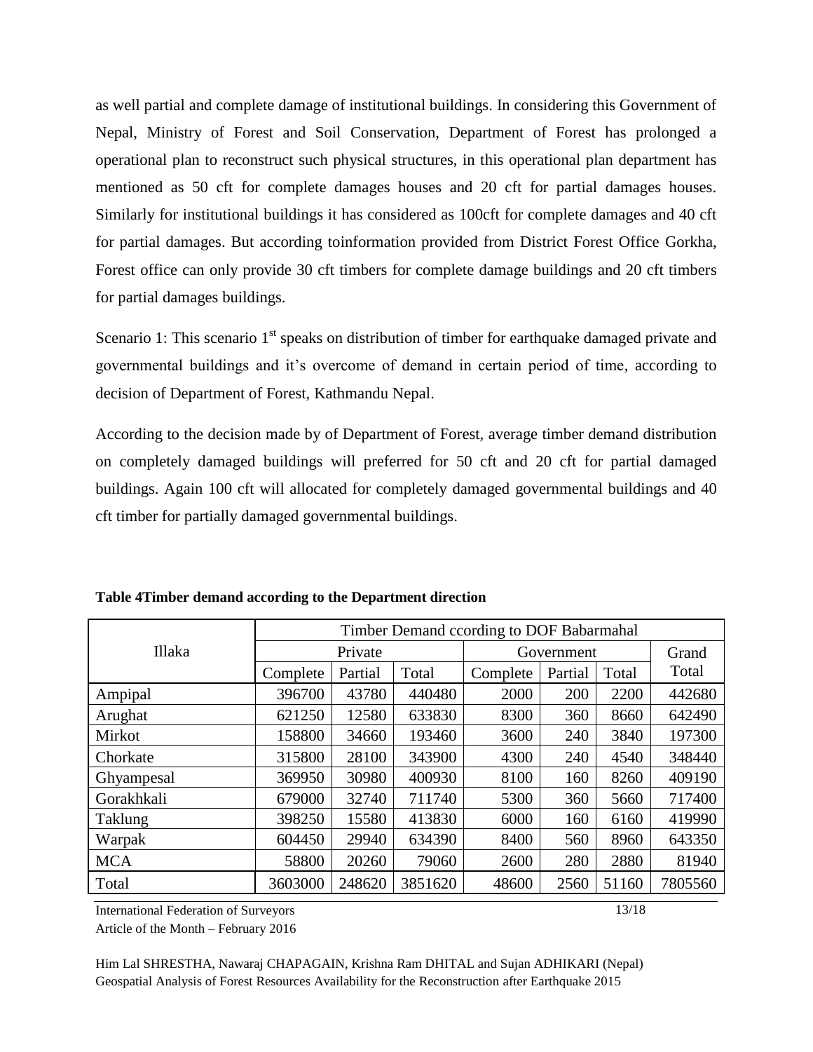as well partial and complete damage of institutional buildings. In considering this Government of Nepal, Ministry of Forest and Soil Conservation, Department of Forest has prolonged a operational plan to reconstruct such physical structures, in this operational plan department has mentioned as 50 cft for complete damages houses and 20 cft for partial damages houses. Similarly for institutional buildings it has considered as 100cft for complete damages and 40 cft for partial damages. But according toinformation provided from District Forest Office Gorkha, Forest office can only provide 30 cft timbers for complete damage buildings and 20 cft timbers for partial damages buildings.

Scenario 1: This scenario 1st speaks on distribution of timber for earthquake damaged private and governmental buildings and it's overcome of demand in certain period of time, according to decision of Department of Forest, Kathmandu Nepal.

According to the decision made by of Department of Forest, average timber demand distribution on completely damaged buildings will preferred for 50 cft and 20 cft for partial damaged buildings. Again 100 cft will allocated for completely damaged governmental buildings and 40 cft timber for partially damaged governmental buildings.

**Table 4Timber demand according to the Department direction**

| Illaka | Timber Demand ccording to DOF Babarmahal | | | | | | |
|---|---|---|---|---|---|---|---|
| | Private | | | Government | | | Grand Total |
| | Complete | Partial | Total | Complete | Partial | Total | |
| Ampipal | 396700 | 43780 | 440480 | 2000 | 200 | 2200 | 442680 |
| Arughat | 621250 | 12580 | 633830 | 8300 | 360 | 8660 | 642490 |
| Mirkot | 158800 | 34660 | 193460 | 3600 | 240 | 3840 | 197300 |
| Chorkate | 315800 | 28100 | 343900 | 4300 | 240 | 4540 | 348440 |
| Ghyampesal | 369950 | 30980 | 400930 | 8100 | 160 | 8260 | 409190 |
| Gorakhkali | 679000 | 32740 | 711740 | 5300 | 360 | 5660 | 717400 |
| Taklung | 398250 | 15580 | 413830 | 6000 | 160 | 6160 | 419990 |
| Warpak | 604450 | 29940 | 634390 | 8400 | 560 | 8960 | 643350 |
| MCA | 58800 | 20260 | 79060 | 2600 | 280 | 2880 | 81940 |
| Total | 3603000 | 248620 | 3851620 | 48600 | 2560 | 51160 | 7805560 |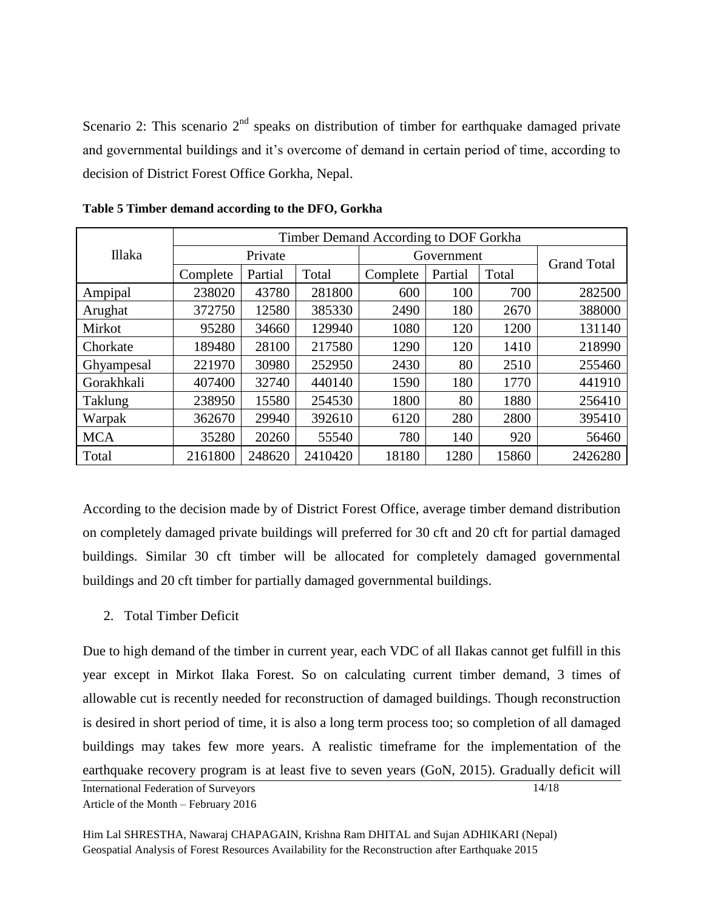Scenario 2: This scenario 2nd speaks on distribution of timber for earthquake damaged private and governmental buildings and it's overcome of demand in certain period of time, according to decision of District Forest Office Gorkha, Nepal.

**Table 5 Timber demand according to the DFO, Gorkha**

| Illaka | Timber Demand According to DOF Gorkha | | | | | | |
|---|---|---|---|---|---|---|---|
| | Private | | | Government | | | Grand Total |
| | Complete | Partial | Total | Complete | Partial | Total | |
| Ampipal | 238020 | 43780 | 281800 | 600 | 100 | 700 | 282500 |
| Arughat | 372750 | 12580 | 385330 | 2490 | 180 | 2670 | 388000 |
| Mirkot | 95280 | 34660 | 129940 | 1080 | 120 | 1200 | 131140 |
| Chorkate | 189480 | 28100 | 217580 | 1290 | 120 | 1410 | 218990 |
| Ghyampesal | 221970 | 30980 | 252950 | 2430 | 80 | 2510 | 255460 |
| Gorakhkali | 407400 | 32740 | 440140 | 1590 | 180 | 1770 | 441910 |
| Taklung | 238950 | 15580 | 254530 | 1800 | 80 | 1880 | 256410 |
| Warpak | 362670 | 29940 | 392610 | 6120 | 280 | 2800 | 395410 |
| MCA | 35280 | 20260 | 55540 | 780 | 140 | 920 | 56460 |
| Total | 2161800 | 248620 | 2410420 | 18180 | 1280 | 15860 | 2426280 |

According to the decision made by of District Forest Office, average timber demand distribution on completely damaged private buildings will preferred for 30 cft and 20 cft for partial damaged buildings. Similar 30 cft timber will be allocated for completely damaged governmental buildings and 20 cft timber for partially damaged governmental buildings.

2. Total Timber Deficit

Due to high demand of the timber in current year, each VDC of all Ilakas cannot get fulfill in this year except in Mirkot Ilaka Forest. So on calculating current timber demand, 3 times of allowable cut is recently needed for reconstruction of damaged buildings. Though reconstruction is desired in short period of time, it is also a long term process too; so completion of all damaged buildings may takes few more years. A realistic timeframe for the implementation of the earthquake recovery program is at least five to seven years (GoN, 2015). Gradually deficit will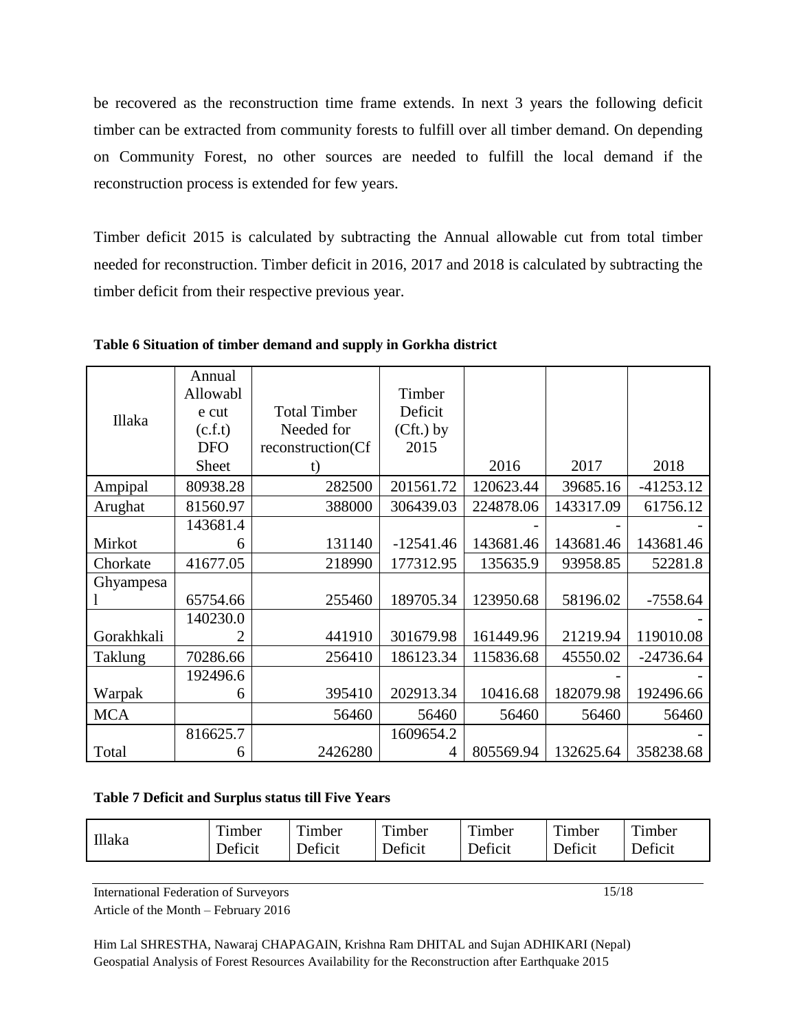be recovered as the reconstruction time frame extends. In next 3 years the following deficit timber can be extracted from community forests to fulfill over all timber demand. On depending on Community Forest, no other sources are needed to fulfill the local demand if the reconstruction process is extended for few years.

Timber deficit 2015 is calculated by subtracting the Annual allowable cut from total timber needed for reconstruction. Timber deficit in 2016, 2017 and 2018 is calculated by subtracting the timber deficit from their respective previous year.

**Table 6 Situation of timber demand and supply in Gorkha district**

| Illaka | Annual Allowable cut (c.f.t) DFO Sheet | Total Timber Needed for reconstruction(Cft) | Timber Deficit (Cft.) by 2015 | 2016 | 2017 | 2018 |
|---|---|---|---|---|---|---|
| Ampipal | 80938.28 | 282500 | 201561.72 | 120623.44 | 39685.16 | -41253.12 |
| Arughat | 81560.97 | 388000 | 306439.03 | 224878.06 | 143317.09 | 61756.12 |
| Mirkot | 143681.46 | 131140 | -12541.46 | -143681.46 | -143681.46 | -143681.46 |
| Chorkate | 41677.05 | 218990 | 177312.95 | 135635.9 | 93958.85 | 52281.8 |
| Ghyampesal | 65754.66 | 255460 | 189705.34 | 123950.68 | 58196.02 | -7558.64 |
| Gorakhkali | 140230.02 | 441910 | 301679.98 | 161449.96 | 21219.94 | -119010.08 |
| Taklung | 70286.66 | 256410 | 186123.34 | 115836.68 | 45550.02 | -24736.64 |
| Warpak | 192496.66 | 395410 | 202913.34 | 10416.68 | -182079.98 | -192496.66 |
| MCA | | 56460 | 56460 | 56460 | 56460 | 56460 |
| Total | 816625.76 | 2426280 | 1609654.24 | 805569.94 | 132625.64 | -358238.68 |

**Table 7 Deficit and Surplus status till Five Years**

| Illaka | Timber Deficit | Timber Deficit | Timber Deficit | Timber Deficit | Timber Deficit | Timber Deficit |
|---|---|---|---|---|---|---|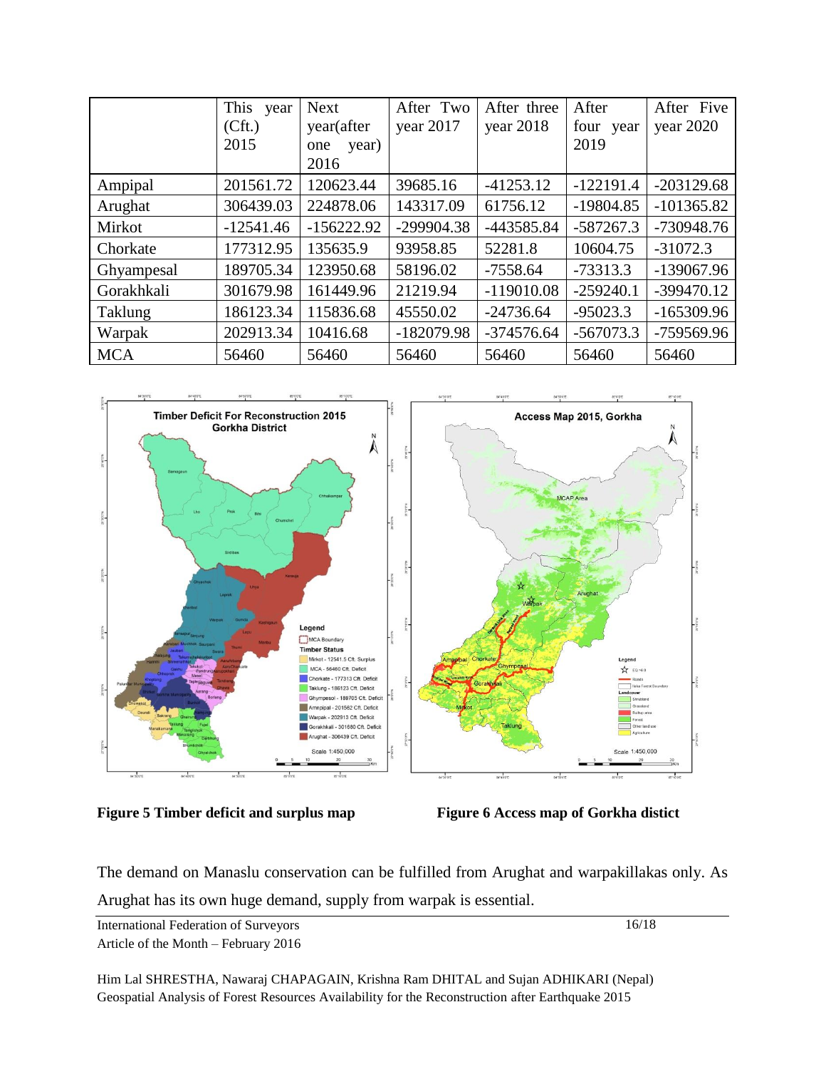|  | This year (Cft.) 2015 | Next year(after one year) 2016 | After Two year 2017 | After three year 2018 | After four year 2019 | After Five year 2020 |
|---|---|---|---|---|---|---|
| Ampipal | 201561.72 | 120623.44 | 39685.16 | -41253.12 | -122191.4 | -203129.68 |
| Arughat | 306439.03 | 224878.06 | 143317.09 | 61756.12 | -19804.85 | -101365.82 |
| Mirkot | -12541.46 | -156222.92 | -299904.38 | -443585.84 | -587267.3 | -730948.76 |
| Chorkate | 177312.95 | 135635.9 | 93958.85 | 52281.8 | 10604.75 | -31072.3 |
| Ghyampesal | 189705.34 | 123950.68 | 58196.02 | -7558.64 | -73313.3 | -139067.96 |
| Gorakhkali | 301679.98 | 161449.96 | 21219.94 | -119010.08 | -259240.1 | -399470.12 |
| Taklung | 186123.34 | 115836.68 | 45550.02 | -24736.64 | -95023.3 | -165309.96 |
| Warpak | 202913.34 | 10416.68 | -182079.98 | -374576.64 | -567073.3 | -759569.96 |
| MCA | 56460 | 56460 | 56460 | 56460 | 56460 | 56460 |

**Figure 5 Timber deficit and surplus map**

**Figure 6 Access map of Gorkha distict**

The demand on Manaslu conservation can be fulfilled from Arughat and warpakillakas only. As Arughat has its own huge demand, supply from warpak is essential.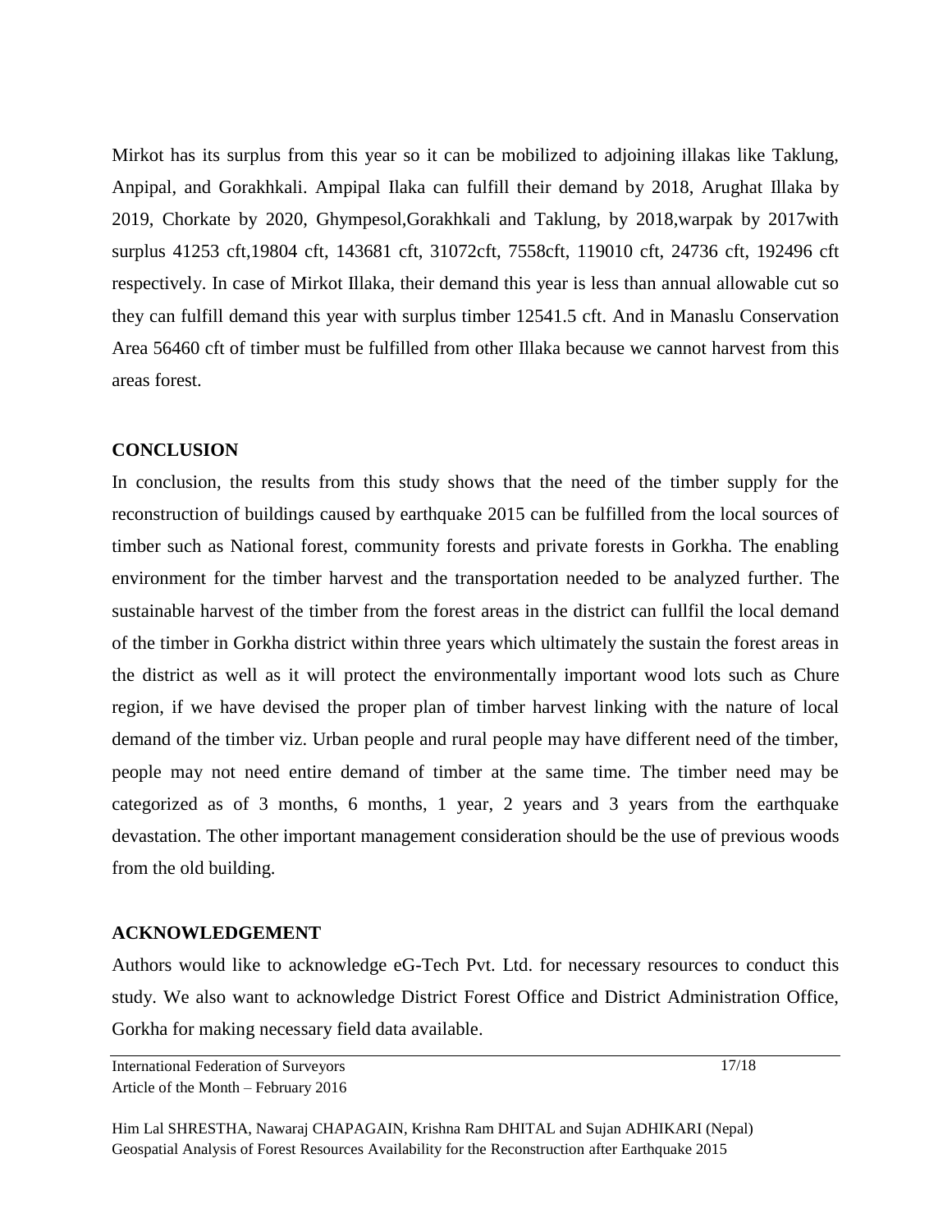Mirkot has its surplus from this year so it can be mobilized to adjoining illakas like Taklung, Anpipal, and Gorakhkali. Ampipal Ilaka can fulfill their demand by 2018, Arughat Illaka by 2019, Chorkate by 2020, Ghympesol,Gorakhkali and Taklung, by 2018,warpak by 2017with surplus 41253 cft,19804 cft, 143681 cft, 31072cft, 7558cft, 119010 cft, 24736 cft, 192496 cft respectively. In case of Mirkot Illaka, their demand this year is less than annual allowable cut so they can fulfill demand this year with surplus timber 12541.5 cft. And in Manaslu Conservation Area 56460 cft of timber must be fulfilled from other Illaka because we cannot harvest from this areas forest.

## CONCLUSION

In conclusion, the results from this study shows that the need of the timber supply for the reconstruction of buildings caused by earthquake 2015 can be fulfilled from the local sources of timber such as National forest, community forests and private forests in Gorkha. The enabling environment for the timber harvest and the transportation needed to be analyzed further. The sustainable harvest of the timber from the forest areas in the district can fullfil the local demand of the timber in Gorkha district within three years which ultimately the sustain the forest areas in the district as well as it will protect the environmentally important wood lots such as Chure region, if we have devised the proper plan of timber harvest linking with the nature of local demand of the timber viz. Urban people and rural people may have different need of the timber, people may not need entire demand of timber at the same time. The timber need may be categorized as of 3 months, 6 months, 1 year, 2 years and 3 years from the earthquake devastation. The other important management consideration should be the use of previous woods from the old building.

## ACKNOWLEDGEMENT

Authors would like to acknowledge eG-Tech Pvt. Ltd. for necessary resources to conduct this study. We also want to acknowledge District Forest Office and District Administration Office, Gorkha for making necessary field data available.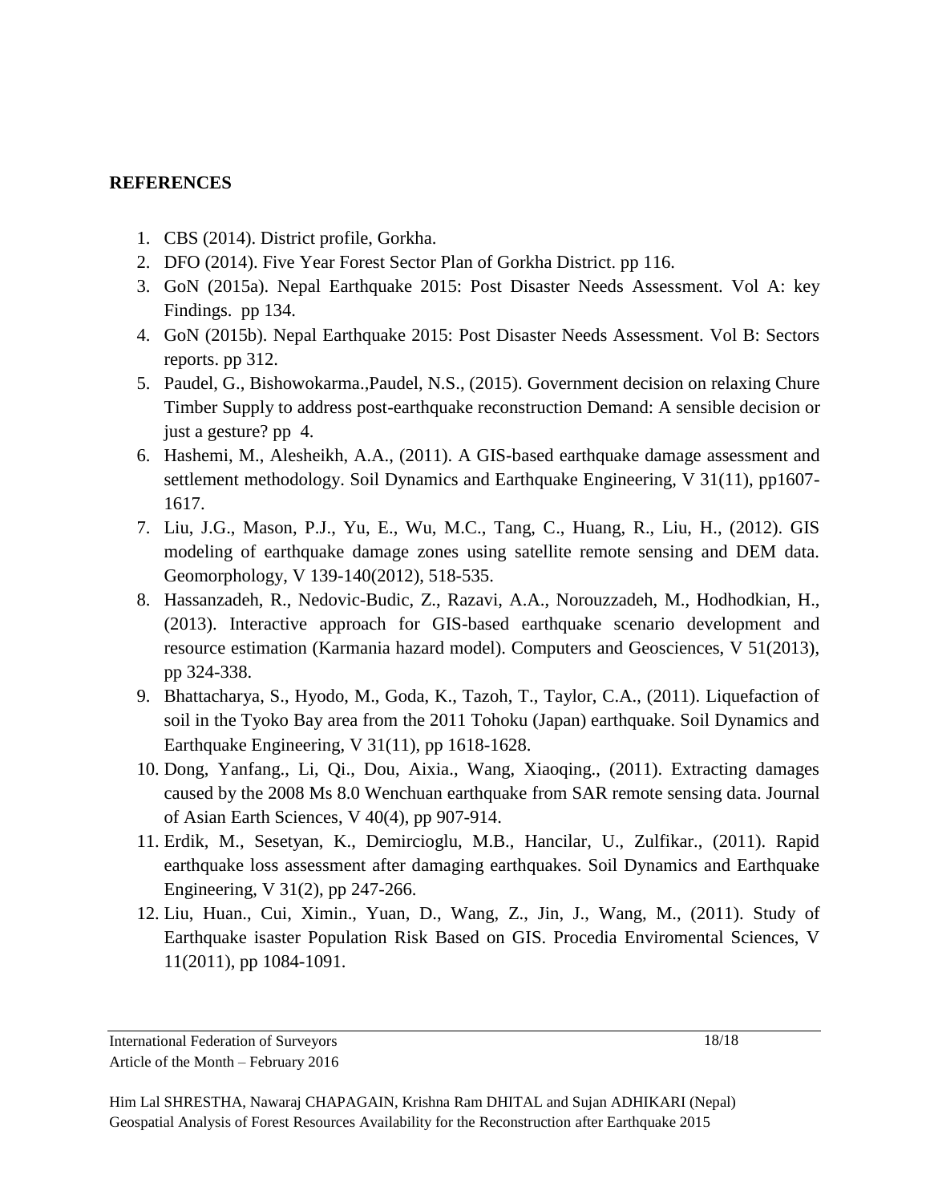**REFERENCES**

1. CBS (2014). District profile, Gorkha.
2. DFO (2014). Five Year Forest Sector Plan of Gorkha District. pp 116.
3. GoN (2015a). Nepal Earthquake 2015: Post Disaster Needs Assessment. Vol A: key Findings. pp 134.
4. GoN (2015b). Nepal Earthquake 2015: Post Disaster Needs Assessment. Vol B: Sectors reports. pp 312.
5. Paudel, G., Bishowokarma.,Paudel, N.S., (2015). Government decision on relaxing Chure Timber Supply to address post-earthquake reconstruction Demand: A sensible decision or just a gesture? pp 4.
6. Hashemi, M., Alesheikh, A.A., (2011). A GIS-based earthquake damage assessment and settlement methodology. Soil Dynamics and Earthquake Engineering, V 31(11), pp1607-1617.
7. Liu, J.G., Mason, P.J., Yu, E., Wu, M.C., Tang, C., Huang, R., Liu, H., (2012). GIS modeling of earthquake damage zones using satellite remote sensing and DEM data. Geomorphology, V 139-140(2012), 518-535.
8. Hassanzadeh, R., Nedovic-Budic, Z., Razavi, A.A., Norouzzadeh, M., Hodhodkian, H., (2013). Interactive approach for GIS-based earthquake scenario development and resource estimation (Karmania hazard model). Computers and Geosciences, V 51(2013), pp 324-338.
9. Bhattacharya, S., Hyodo, M., Goda, K., Tazoh, T., Taylor, C.A., (2011). Liquefaction of soil in the Tyoko Bay area from the 2011 Tohoku (Japan) earthquake. Soil Dynamics and Earthquake Engineering, V 31(11), pp 1618-1628.
10. Dong, Yanfang., Li, Qi., Dou, Aixia., Wang, Xiaoqing., (2011). Extracting damages caused by the 2008 Ms 8.0 Wenchuan earthquake from SAR remote sensing data. Journal of Asian Earth Sciences, V 40(4), pp 907-914.
11. Erdik, M., Sesetyan, K., Demircioglu, M.B., Hancilar, U., Zulfikar., (2011). Rapid earthquake loss assessment after damaging earthquakes. Soil Dynamics and Earthquake Engineering, V 31(2), pp 247-266.
12. Liu, Huan., Cui, Ximin., Yuan, D., Wang, Z., Jin, J., Wang, M., (2011). Study of Earthquake isaster Population Risk Based on GIS. Procedia Enviromental Sciences, V 11(2011), pp 1084-1091.